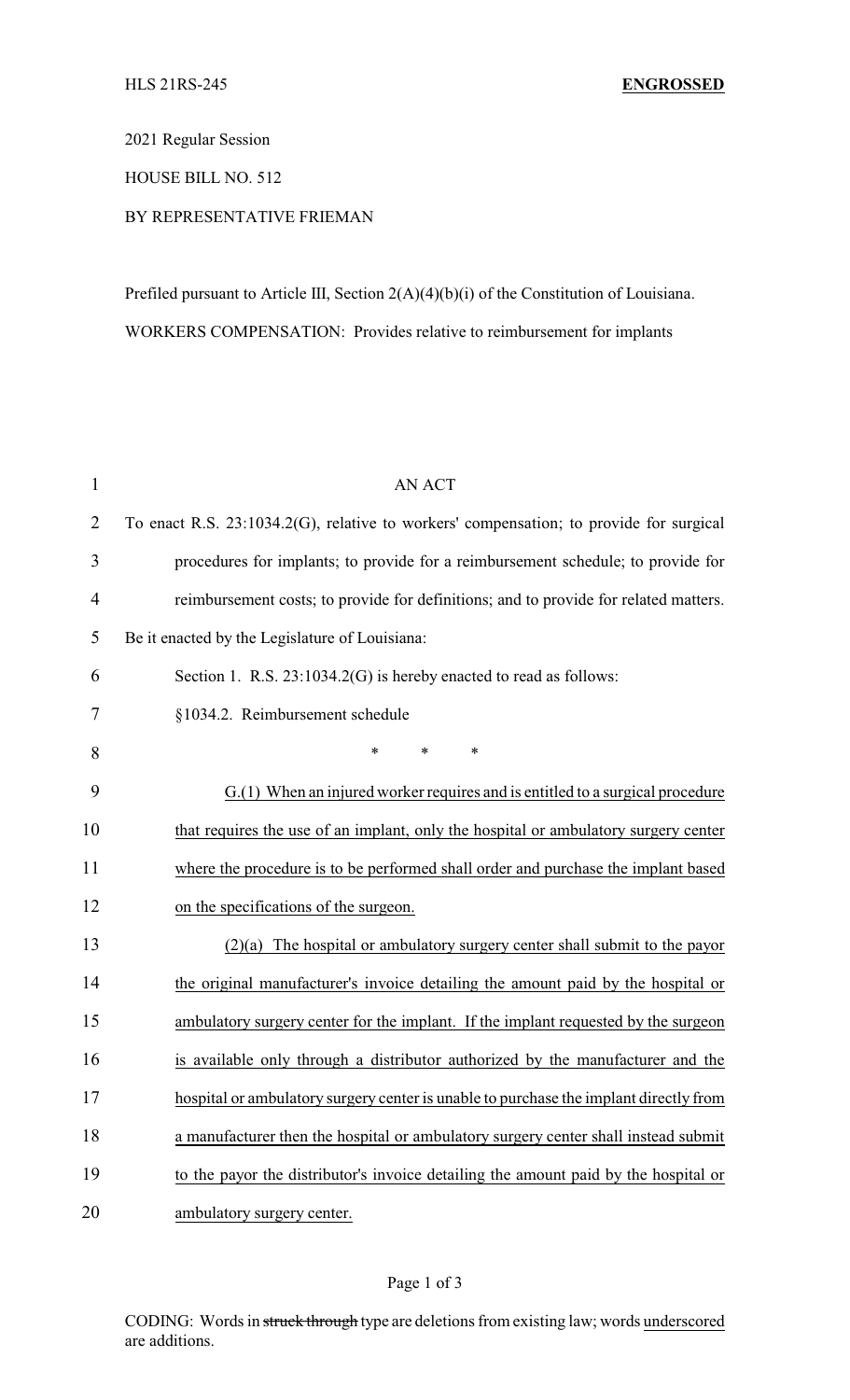HLS 21RS-245 **ENGROSSED**

2021 Regular Session

HOUSE BILL NO. 512

BY REPRESENTATIVE FRIEMAN

Prefiled pursuant to Article III, Section 2(A)(4)(b)(i) of the Constitution of Louisiana.

WORKERS COMPENSATION: Provides relative to reimbursement for implants

AN ACT

To enact R.S. 23:1034.2(G), relative to workers' compensation; to provide for surgical procedures for implants; to provide for a reimbursement schedule; to provide for reimbursement costs; to provide for definitions; and to provide for related matters.

Be it enacted by the Legislature of Louisiana:

Section 1. R.S. 23:1034.2(G) is hereby enacted to read as follows:

§1034.2. Reimbursement schedule

\* \* \*

G.(1) When an injured worker requires and is entitled to a surgical procedure that requires the use of an implant, only the hospital or ambulatory surgery center where the procedure is to be performed shall order and purchase the implant based on the specifications of the surgeon.

(2)(a) The hospital or ambulatory surgery center shall submit to the payor the original manufacturer's invoice detailing the amount paid by the hospital or ambulatory surgery center for the implant. If the implant requested by the surgeon is available only through a distributor authorized by the manufacturer and the hospital or ambulatory surgery center is unable to purchase the implant directly from a manufacturer then the hospital or ambulatory surgery center shall instead submit to the payor the distributor's invoice detailing the amount paid by the hospital or ambulatory surgery center.

CODING: Words in ~~struck through~~ type are deletions from existing law; words underscored are additions.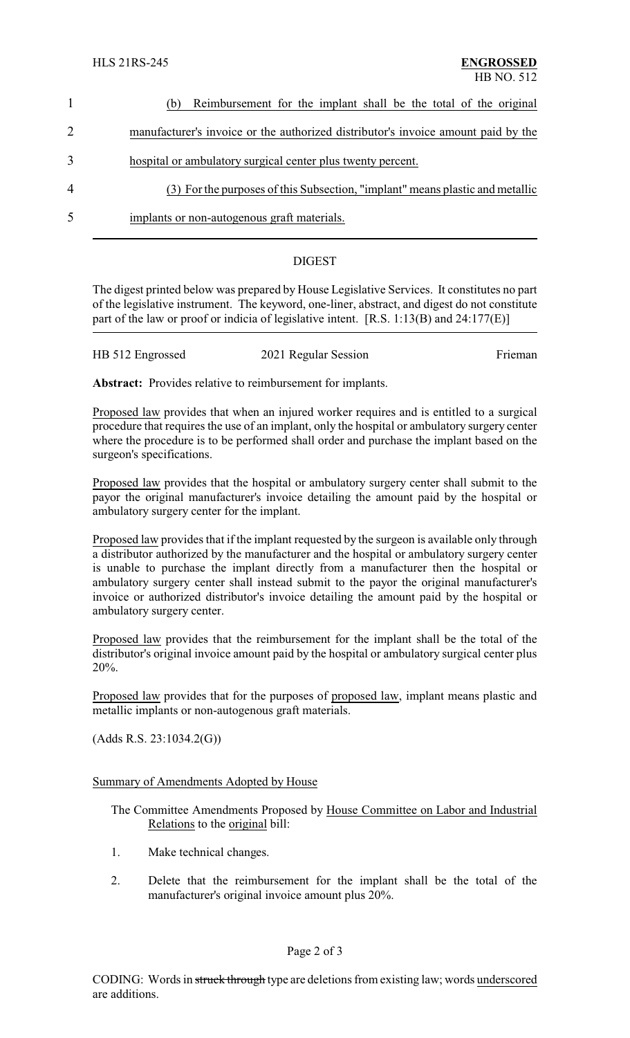1 (b) Reimbursement for the implant shall be the total of the original

2 manufacturer's invoice or the authorized distributor's invoice amount paid by the

3 hospital or ambulatory surgical center plus twenty percent.

4 (3) For the purposes of this Subsection, "implant" means plastic and metallic

5 implants or non-autogenous graft materials.

## DIGEST

The digest printed below was prepared by House Legislative Services. It constitutes no part of the legislative instrument. The keyword, one-liner, abstract, and digest do not constitute part of the law or proof or indicia of legislative intent. [R.S. 1:13(B) and 24:177(E)]

HB 512 Engrossed 2021 Regular Session Frieman

**Abstract:** Provides relative to reimbursement for implants.

Proposed law provides that when an injured worker requires and is entitled to a surgical procedure that requires the use of an implant, only the hospital or ambulatory surgery center where the procedure is to be performed shall order and purchase the implant based on the surgeon's specifications.

Proposed law provides that the hospital or ambulatory surgery center shall submit to the payor the original manufacturer's invoice detailing the amount paid by the hospital or ambulatory surgery center for the implant.

Proposed law provides that if the implant requested by the surgeon is available only through a distributor authorized by the manufacturer and the hospital or ambulatory surgery center is unable to purchase the implant directly from a manufacturer then the hospital or ambulatory surgery center shall instead submit to the payor the original manufacturer's invoice or authorized distributor's invoice detailing the amount paid by the hospital or ambulatory surgery center.

Proposed law provides that the reimbursement for the implant shall be the total of the distributor's original invoice amount paid by the hospital or ambulatory surgical center plus 20%.

Proposed law provides that for the purposes of proposed law, implant means plastic and metallic implants or non-autogenous graft materials.

(Adds R.S. 23:1034.2(G))

Summary of Amendments Adopted by House

The Committee Amendments Proposed by House Committee on Labor and Industrial Relations to the original bill:

1. Make technical changes.
2. Delete that the reimbursement for the implant shall be the total of the manufacturer's original invoice amount plus 20%.

CODING: Words in ~~struck through~~ type are deletions from existing law; words underscored are additions.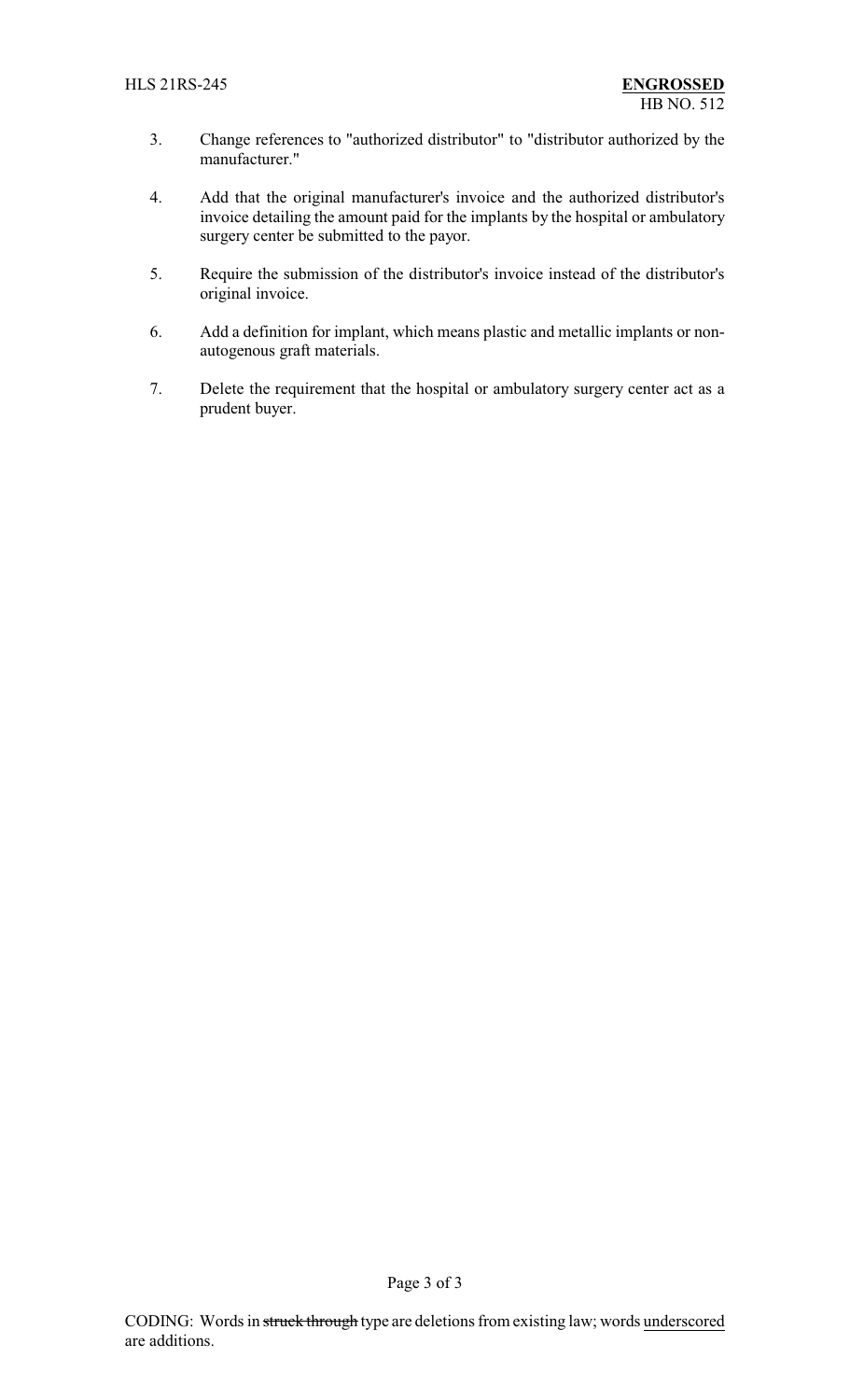3. Change references to "authorized distributor" to "distributor authorized by the manufacturer."

4. Add that the original manufacturer's invoice and the authorized distributor's invoice detailing the amount paid for the implants by the hospital or ambulatory surgery center be submitted to the payor.

5. Require the submission of the distributor's invoice instead of the distributor's original invoice.

6. Add a definition for implant, which means plastic and metallic implants or non-autogenous graft materials.

7. Delete the requirement that the hospital or ambulatory surgery center act as a prudent buyer.

CODING: Words in ~~struck through~~ type are deletions from existing law; words underscored are additions.